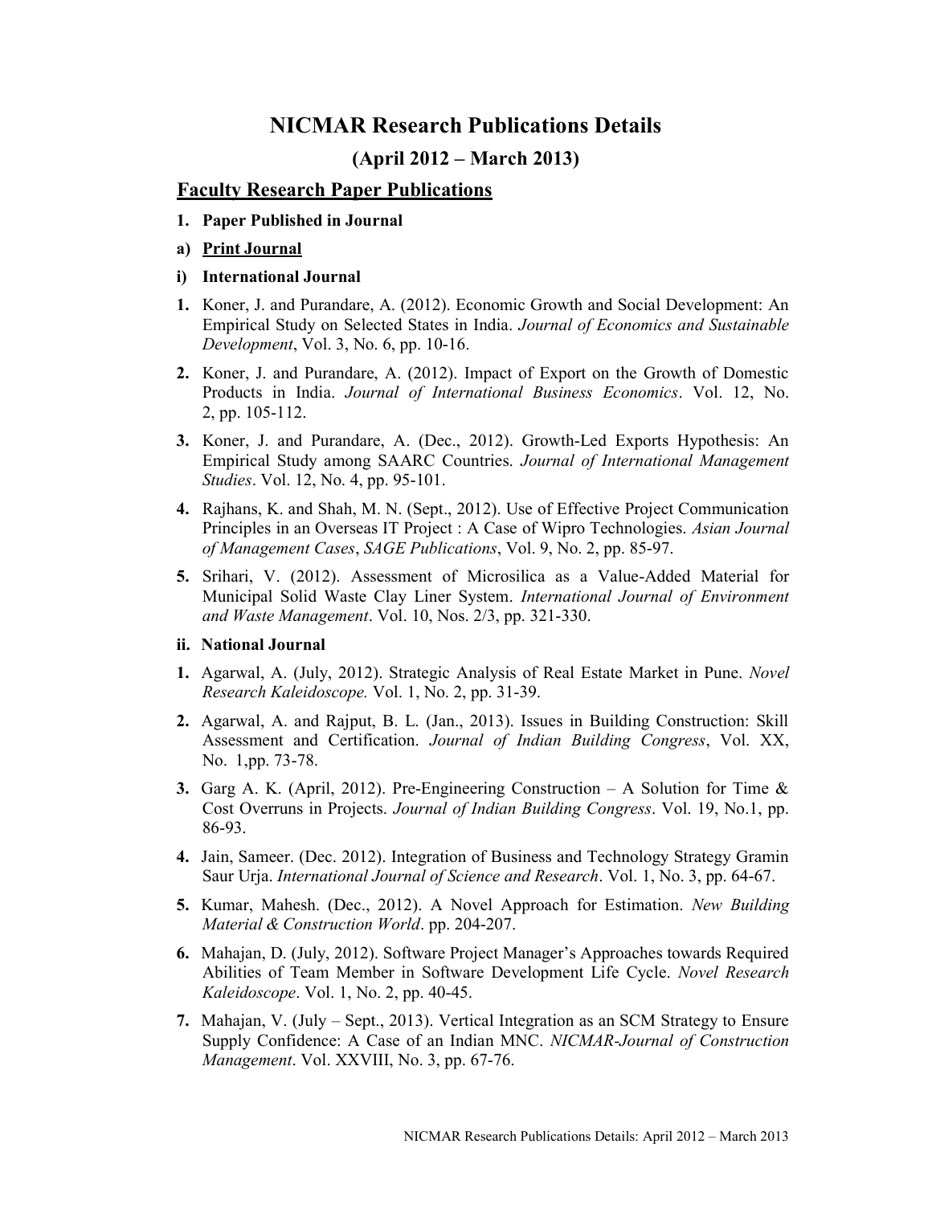# NICMAR Research Publications Details

## (April 2012 – March 2013)

## Faculty Research Paper Publications

**1. Paper Published in Journal**

**a) Print Journal**

**i) International Journal**

1. Koner, J. and Purandare, A. (2012). Economic Growth and Social Development: An Empirical Study on Selected States in India. *Journal of Economics and Sustainable Development*, Vol. 3, No. 6, pp. 10-16.
2. Koner, J. and Purandare, A. (2012). Impact of Export on the Growth of Domestic Products in India. *Journal of International Business Economics*. Vol. 12, No. 2, pp. 105-112.
3. Koner, J. and Purandare, A. (Dec., 2012). Growth-Led Exports Hypothesis: An Empirical Study among SAARC Countries. *Journal of International Management Studies*. Vol. 12, No. 4, pp. 95-101.
4. Rajhans, K. and Shah, M. N. (Sept., 2012). Use of Effective Project Communication Principles in an Overseas IT Project : A Case of Wipro Technologies. *Asian Journal of Management Cases*, *SAGE Publications*, Vol. 9, No. 2, pp. 85-97.
5. Srihari, V. (2012). Assessment of Microsilica as a Value-Added Material for Municipal Solid Waste Clay Liner System. *International Journal of Environment and Waste Management*. Vol. 10, Nos. 2/3, pp. 321-330.

**ii. National Journal**

1. Agarwal, A. (July, 2012). Strategic Analysis of Real Estate Market in Pune. *Novel Research Kaleidoscope.* Vol. 1, No. 2, pp. 31-39.
2. Agarwal, A. and Rajput, B. L. (Jan., 2013). Issues in Building Construction: Skill Assessment and Certification. *Journal of Indian Building Congress*, Vol. XX, No. 1,pp. 73-78.
3. Garg A. K. (April, 2012). Pre-Engineering Construction – A Solution for Time & Cost Overruns in Projects. *Journal of Indian Building Congress*. Vol. 19, No.1, pp. 86-93.
4. Jain, Sameer. (Dec. 2012). Integration of Business and Technology Strategy Gramin Saur Urja. *International Journal of Science and Research*. Vol. 1, No. 3, pp. 64-67.
5. Kumar, Mahesh. (Dec., 2012). A Novel Approach for Estimation. *New Building Material & Construction World*. pp. 204-207.
6. Mahajan, D. (July, 2012). Software Project Manager's Approaches towards Required Abilities of Team Member in Software Development Life Cycle. *Novel Research Kaleidoscope*. Vol. 1, No. 2, pp. 40-45.
7. Mahajan, V. (July – Sept., 2013). Vertical Integration as an SCM Strategy to Ensure Supply Confidence: A Case of an Indian MNC. *NICMAR-Journal of Construction Management*. Vol. XXVIII, No. 3, pp. 67-76.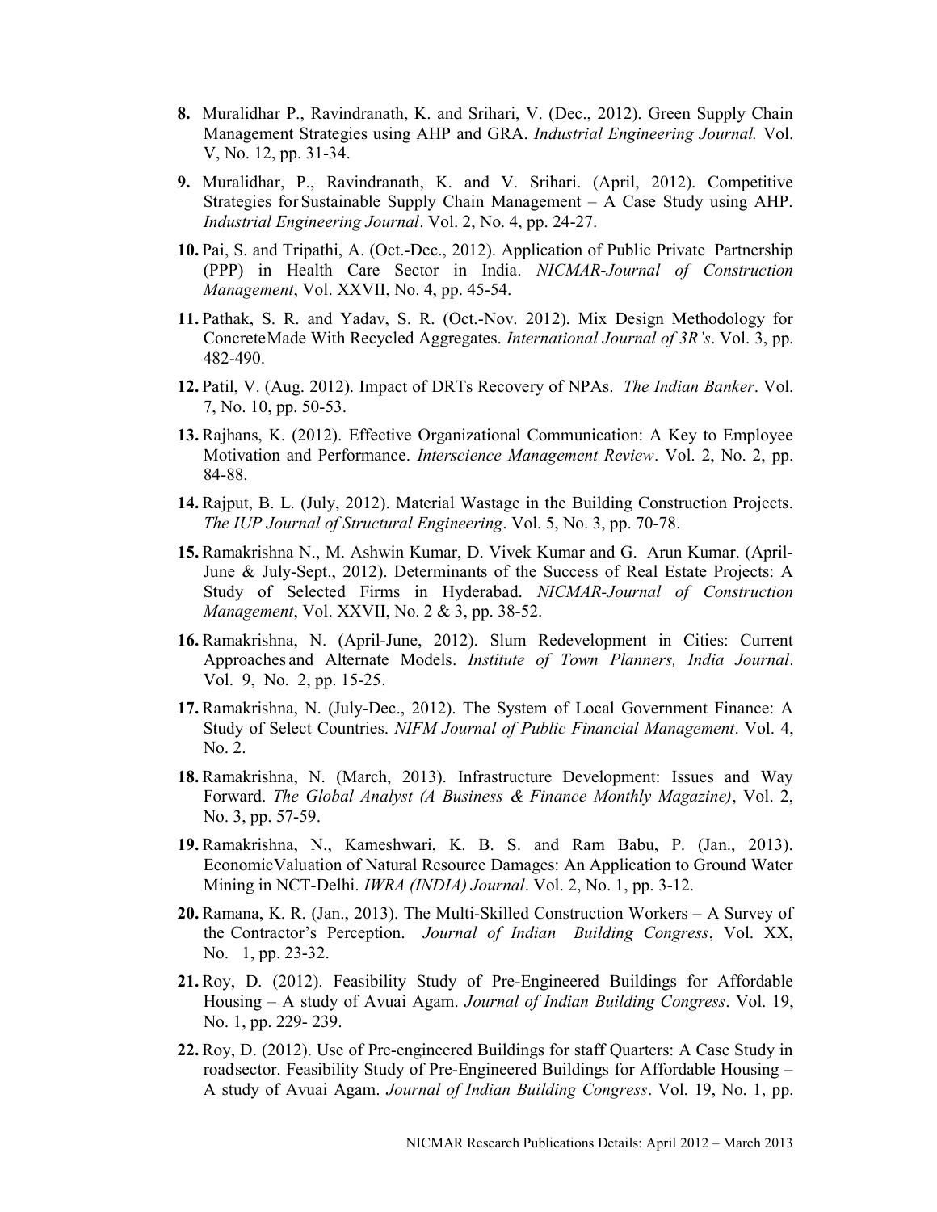8. Muralidhar P., Ravindranath, K. and Srihari, V. (Dec., 2012). Green Supply Chain Management Strategies using AHP and GRA. *Industrial Engineering Journal.* Vol. V, No. 12, pp. 31-34.

9. Muralidhar, P., Ravindranath, K. and V. Srihari. (April, 2012). Competitive Strategies for Sustainable Supply Chain Management – A Case Study using AHP. *Industrial Engineering Journal*. Vol. 2, No. 4, pp. 24-27.

10. Pai, S. and Tripathi, A. (Oct.-Dec., 2012). Application of Public Private Partnership (PPP) in Health Care Sector in India. *NICMAR-Journal of Construction Management*, Vol. XXVII, No. 4, pp. 45-54.

11. Pathak, S. R. and Yadav, S. R. (Oct.-Nov. 2012). Mix Design Methodology for Concrete Made With Recycled Aggregates. *International Journal of 3R's*. Vol. 3, pp. 482-490.

12. Patil, V. (Aug. 2012). Impact of DRTs Recovery of NPAs. *The Indian Banker*. Vol. 7, No. 10, pp. 50-53.

13. Rajhans, K. (2012). Effective Organizational Communication: A Key to Employee Motivation and Performance. *Interscience Management Review*. Vol. 2, No. 2, pp. 84-88.

14. Rajput, B. L. (July, 2012). Material Wastage in the Building Construction Projects. *The IUP Journal of Structural Engineering*. Vol. 5, No. 3, pp. 70-78.

15. Ramakrishna N., M. Ashwin Kumar, D. Vivek Kumar and G. Arun Kumar. (April-June & July-Sept., 2012). Determinants of the Success of Real Estate Projects: A Study of Selected Firms in Hyderabad. *NICMAR-Journal of Construction Management*, Vol. XXVII, No. 2 & 3, pp. 38-52.

16. Ramakrishna, N. (April-June, 2012). Slum Redevelopment in Cities: Current Approaches and Alternate Models. *Institute of Town Planners, India Journal*. Vol. 9, No. 2, pp. 15-25.

17. Ramakrishna, N. (July-Dec., 2012). The System of Local Government Finance: A Study of Select Countries. *NIFM Journal of Public Financial Management*. Vol. 4, No. 2.

18. Ramakrishna, N. (March, 2013). Infrastructure Development: Issues and Way Forward. *The Global Analyst (A Business & Finance Monthly Magazine)*, Vol. 2, No. 3, pp. 57-59.

19. Ramakrishna, N., Kameshwari, K. B. S. and Ram Babu, P. (Jan., 2013). Economic Valuation of Natural Resource Damages: An Application to Ground Water Mining in NCT-Delhi. *IWRA (INDIA) Journal*. Vol. 2, No. 1, pp. 3-12.

20. Ramana, K. R. (Jan., 2013). The Multi-Skilled Construction Workers – A Survey of the Contractor's Perception. *Journal of Indian Building Congress*, Vol. XX, No. 1, pp. 23-32.

21. Roy, D. (2012). Feasibility Study of Pre-Engineered Buildings for Affordable Housing – A study of Avuai Agam. *Journal of Indian Building Congress*. Vol. 19, No. 1, pp. 229- 239.

22. Roy, D. (2012). Use of Pre-engineered Buildings for staff Quarters: A Case Study in road sector. Feasibility Study of Pre-Engineered Buildings for Affordable Housing – A study of Avuai Agam. *Journal of Indian Building Congress*. Vol. 19, No. 1, pp.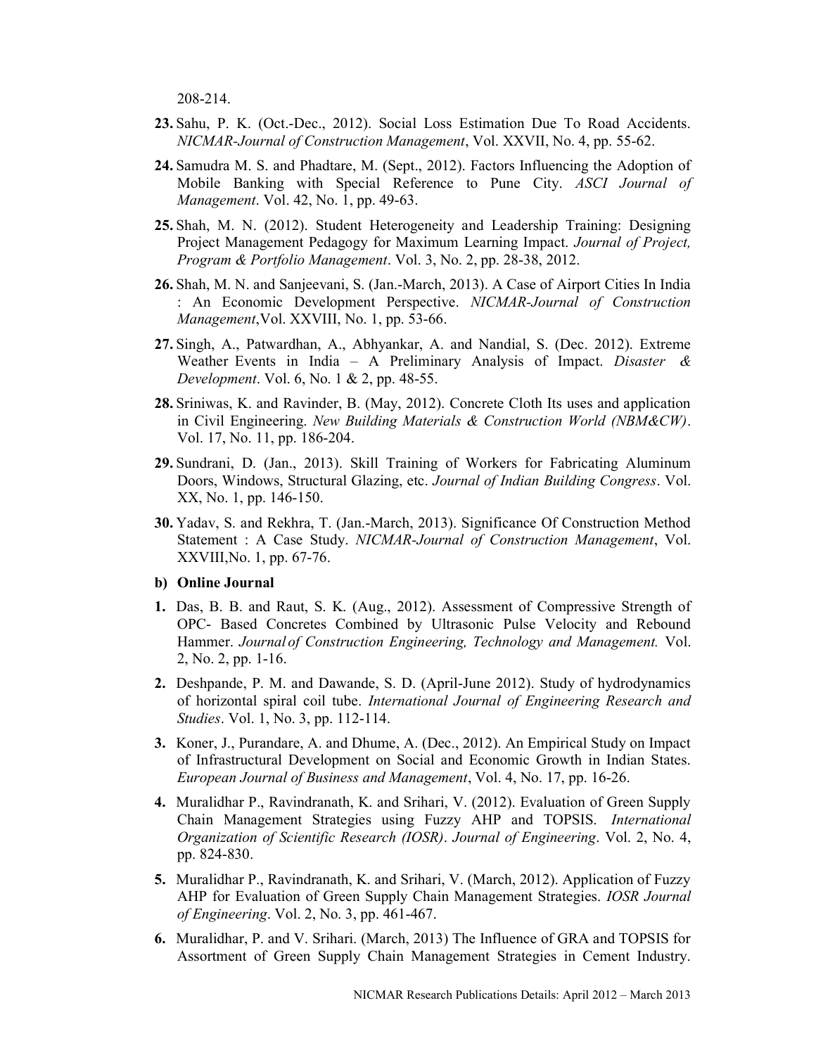208-214.

**23.** Sahu, P. K. (Oct.-Dec., 2012). Social Loss Estimation Due To Road Accidents. *NICMAR-Journal of Construction Management*, Vol. XXVII, No. 4, pp. 55-62.

**24.** Samudra M. S. and Phadtare, M. (Sept., 2012). Factors Influencing the Adoption of Mobile Banking with Special Reference to Pune City. *ASCI Journal of Management*. Vol. 42, No. 1, pp. 49-63.

**25.** Shah, M. N. (2012). Student Heterogeneity and Leadership Training: Designing Project Management Pedagogy for Maximum Learning Impact. *Journal of Project, Program & Portfolio Management*. Vol. 3, No. 2, pp. 28-38, 2012.

**26.** Shah, M. N. and Sanjeevani, S. (Jan.-March, 2013). A Case of Airport Cities In India : An Economic Development Perspective. *NICMAR-Journal of Construction Management*,Vol. XXVIII, No. 1, pp. 53-66.

**27.** Singh, A., Patwardhan, A., Abhyankar, A. and Nandial, S. (Dec. 2012). Extreme Weather Events in India – A Preliminary Analysis of Impact. *Disaster & Development*. Vol. 6, No. 1 & 2, pp. 48-55.

**28.** Sriniwas, K. and Ravinder, B. (May, 2012). Concrete Cloth Its uses and application in Civil Engineering. *New Building Materials & Construction World (NBM&CW)*. Vol. 17, No. 11, pp. 186-204.

**29.** Sundrani, D. (Jan., 2013). Skill Training of Workers for Fabricating Aluminum Doors, Windows, Structural Glazing, etc. *Journal of Indian Building Congress*. Vol. XX, No. 1, pp. 146-150.

**30.** Yadav, S. and Rekhra, T. (Jan.-March, 2013). Significance Of Construction Method Statement : A Case Study. *NICMAR-Journal of Construction Management*, Vol. XXVIII,No. 1, pp. 67-76.

**b) Online Journal**

**1.** Das, B. B. and Raut, S. K. (Aug., 2012). Assessment of Compressive Strength of OPC- Based Concretes Combined by Ultrasonic Pulse Velocity and Rebound Hammer. *Journal of Construction Engineering, Technology and Management.* Vol. 2, No. 2, pp. 1-16.

**2.** Deshpande, P. M. and Dawande, S. D. (April-June 2012). Study of hydrodynamics of horizontal spiral coil tube. *International Journal of Engineering Research and Studies*. Vol. 1, No. 3, pp. 112-114.

**3.** Koner, J., Purandare, A. and Dhume, A. (Dec., 2012). An Empirical Study on Impact of Infrastructural Development on Social and Economic Growth in Indian States. *European Journal of Business and Management*, Vol. 4, No. 17, pp. 16-26.

**4.** Muralidhar P., Ravindranath, K. and Srihari, V. (2012). Evaluation of Green Supply Chain Management Strategies using Fuzzy AHP and TOPSIS. *International Organization of Scientific Research (IOSR)*. *Journal of Engineering*. Vol. 2, No. 4, pp. 824-830.

**5.** Muralidhar P., Ravindranath, K. and Srihari, V. (March, 2012). Application of Fuzzy AHP for Evaluation of Green Supply Chain Management Strategies. *IOSR Journal of Engineering*. Vol. 2, No. 3, pp. 461-467.

**6.** Muralidhar, P. and V. Srihari. (March, 2013) The Influence of GRA and TOPSIS for Assortment of Green Supply Chain Management Strategies in Cement Industry.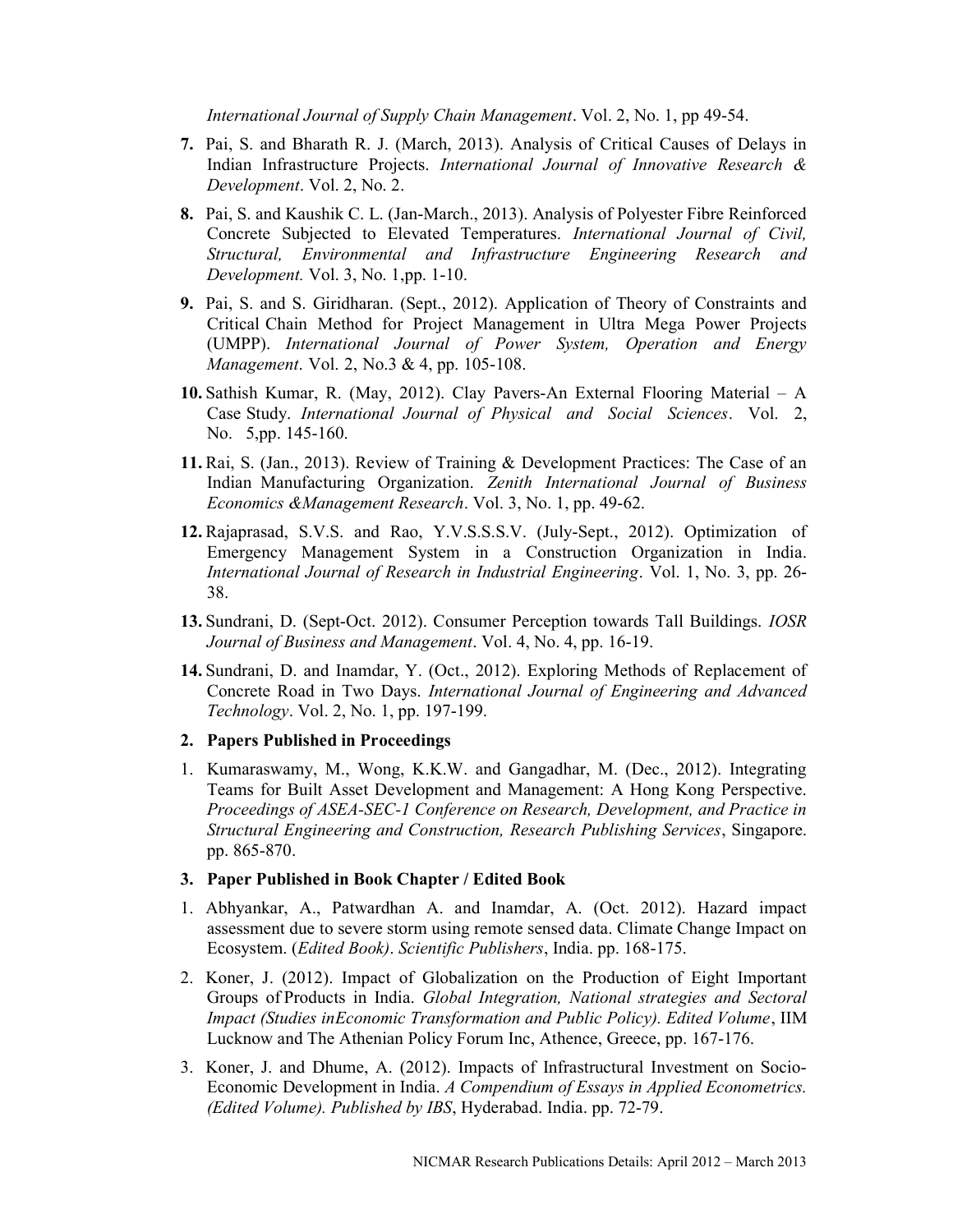*International Journal of Supply Chain Management*. Vol. 2, No. 1, pp 49-54.

**7.** Pai, S. and Bharath R. J. (March, 2013). Analysis of Critical Causes of Delays in Indian Infrastructure Projects. *International Journal of Innovative Research & Development*. Vol. 2, No. 2.

**8.** Pai, S. and Kaushik C. L. (Jan-March., 2013). Analysis of Polyester Fibre Reinforced Concrete Subjected to Elevated Temperatures. *International Journal of Civil, Structural, Environmental and Infrastructure Engineering Research and Development.* Vol. 3, No. 1,pp. 1-10.

**9.** Pai, S. and S. Giridharan. (Sept., 2012). Application of Theory of Constraints and Critical Chain Method for Project Management in Ultra Mega Power Projects (UMPP). *International Journal of Power System, Operation and Energy Management*. Vol. 2, No.3 & 4, pp. 105-108.

**10.** Sathish Kumar, R. (May, 2012). Clay Pavers-An External Flooring Material – A Case Study. *International Journal of Physical and Social Sciences*. Vol. 2, No. 5,pp. 145-160.

**11.** Rai, S. (Jan., 2013). Review of Training & Development Practices: The Case of an Indian Manufacturing Organization. *Zenith International Journal of Business Economics &Management Research*. Vol. 3, No. 1, pp. 49-62.

**12.** Rajaprasad, S.V.S. and Rao, Y.V.S.S.S.V. (July-Sept., 2012). Optimization of Emergency Management System in a Construction Organization in India. *International Journal of Research in Industrial Engineering*. Vol. 1, No. 3, pp. 26-38.

**13.** Sundrani, D. (Sept-Oct. 2012). Consumer Perception towards Tall Buildings. *IOSR Journal of Business and Management*. Vol. 4, No. 4, pp. 16-19.

**14.** Sundrani, D. and Inamdar, Y. (Oct., 2012). Exploring Methods of Replacement of Concrete Road in Two Days. *International Journal of Engineering and Advanced Technology*. Vol. 2, No. 1, pp. 197-199.

**2. Papers Published in Proceedings**

1. Kumaraswamy, M., Wong, K.K.W. and Gangadhar, M. (Dec., 2012). Integrating Teams for Built Asset Development and Management: A Hong Kong Perspective. *Proceedings of ASEA-SEC-1 Conference on Research, Development, and Practice in Structural Engineering and Construction, Research Publishing Services*, Singapore. pp. 865-870.

**3. Paper Published in Book Chapter / Edited Book**

1. Abhyankar, A., Patwardhan A. and Inamdar, A. (Oct. 2012). Hazard impact assessment due to severe storm using remote sensed data. Climate Change Impact on Ecosystem. (*Edited Book)*. *Scientific Publishers*, India. pp. 168-175.

2. Koner, J. (2012). Impact of Globalization on the Production of Eight Important Groups of Products in India. *Global Integration, National strategies and Sectoral Impact (Studies inEconomic Transformation and Public Policy). Edited Volume*, IIM Lucknow and The Athenian Policy Forum Inc, Athence, Greece, pp. 167-176.

3. Koner, J. and Dhume, A. (2012). Impacts of Infrastructural Investment on Socio-Economic Development in India. *A Compendium of Essays in Applied Econometrics. (Edited Volume). Published by IBS*, Hyderabad. India. pp. 72-79.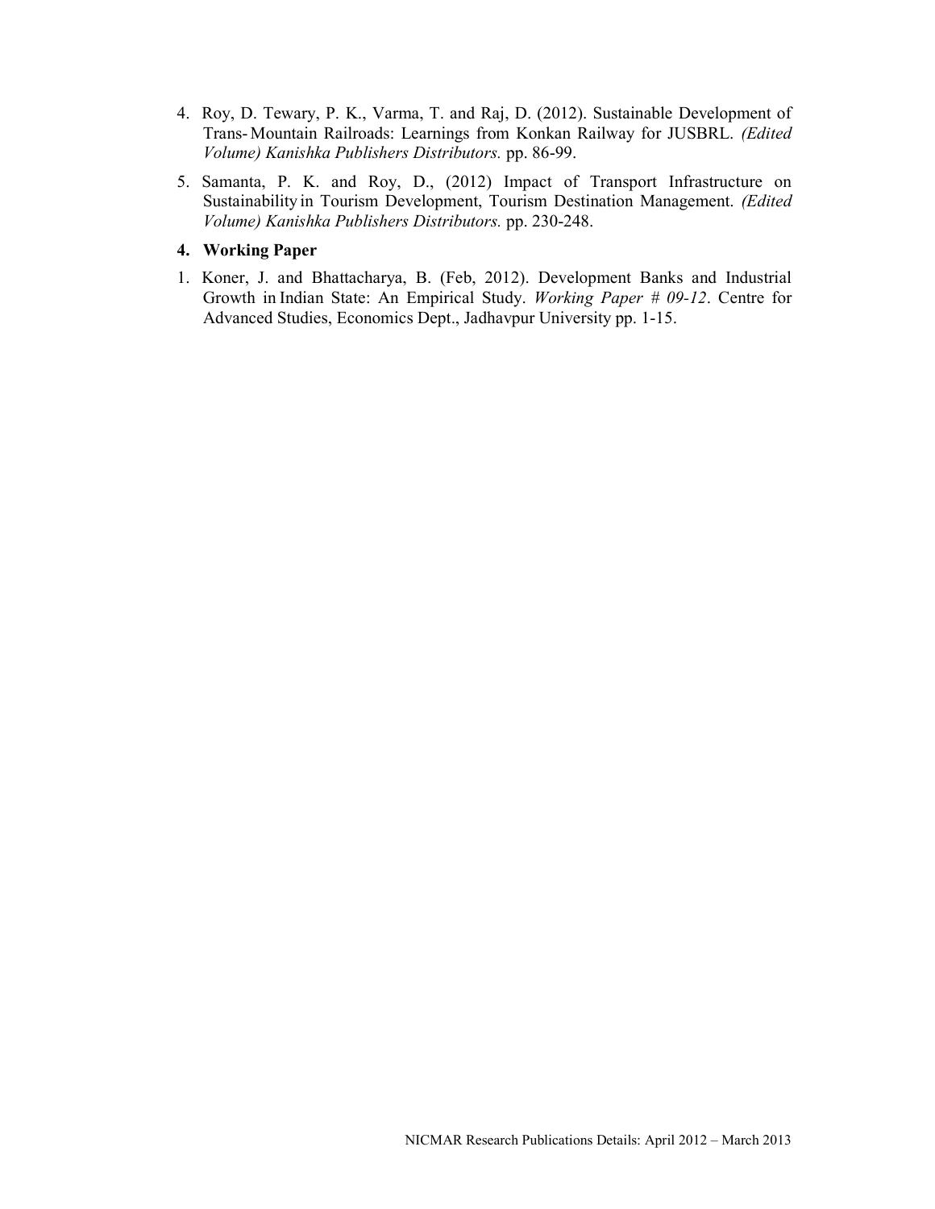4. Roy, D. Tewary, P. K., Varma, T. and Raj, D. (2012). Sustainable Development of Trans- Mountain Railroads: Learnings from Konkan Railway for JUSBRL. *(Edited Volume) Kanishka Publishers Distributors.* pp. 86-99.

5. Samanta, P. K. and Roy, D., (2012) Impact of Transport Infrastructure on Sustainability in Tourism Development, Tourism Destination Management. *(Edited Volume) Kanishka Publishers Distributors.* pp. 230-248.

### 4. Working Paper

1. Koner, J. and Bhattacharya, B. (Feb, 2012). Development Banks and Industrial Growth in Indian State: An Empirical Study. *Working Paper # 09-12*. Centre for Advanced Studies, Economics Dept., Jadhavpur University pp. 1-15.